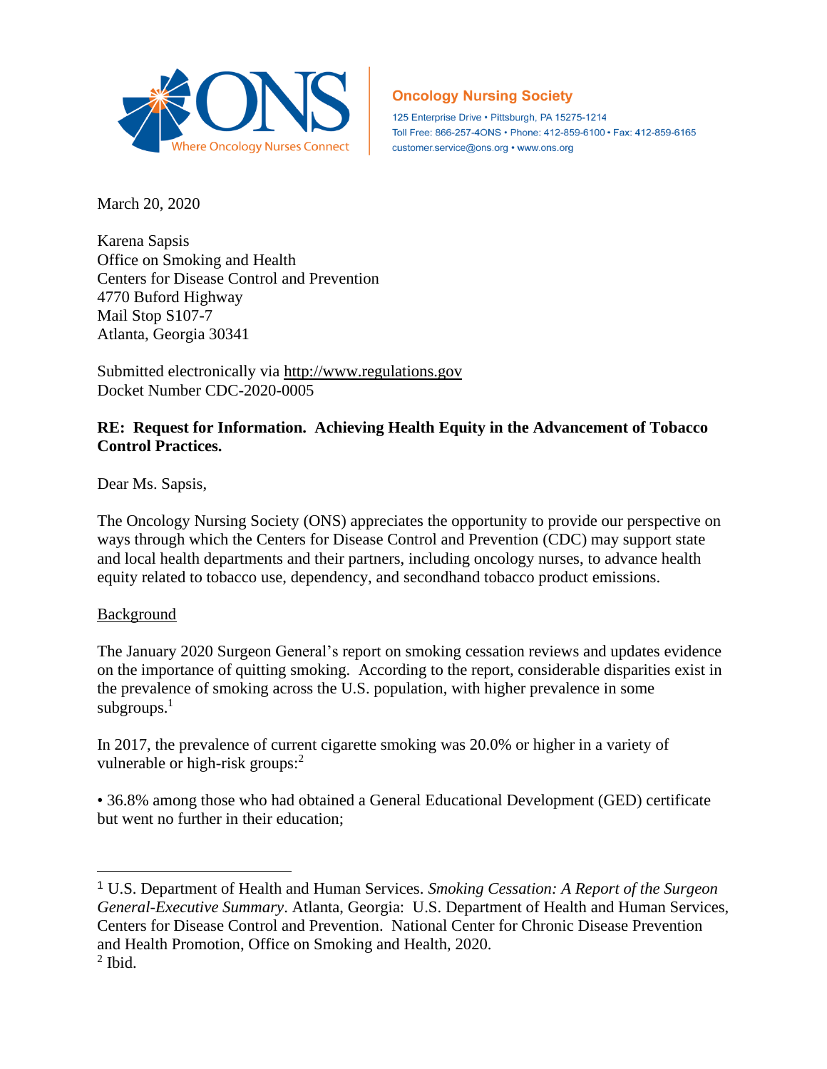**Oncology Nursing Society**

125 Enterprise Drive • Pittsburgh, PA 15275-1214
Toll Free: 866-257-4ONS • Phone: 412-859-6100 • Fax: 412-859-6165
customer.service@ons.org • www.ons.org

March 20, 2020

Karena Sapsis
Office on Smoking and Health
Centers for Disease Control and Prevention
4770 Buford Highway
Mail Stop S107-7
Atlanta, Georgia 30341

Submitted electronically via http://www.regulations.gov
Docket Number CDC-2020-0005

**RE: Request for Information. Achieving Health Equity in the Advancement of Tobacco Control Practices.**

Dear Ms. Sapsis,

The Oncology Nursing Society (ONS) appreciates the opportunity to provide our perspective on ways through which the Centers for Disease Control and Prevention (CDC) may support state and local health departments and their partners, including oncology nurses, to advance health equity related to tobacco use, dependency, and secondhand tobacco product emissions.

Background

The January 2020 Surgeon General's report on smoking cessation reviews and updates evidence on the importance of quitting smoking. According to the report, considerable disparities exist in the prevalence of smoking across the U.S. population, with higher prevalence in some subgroups.[1]

In 2017, the prevalence of current cigarette smoking was 20.0% or higher in a variety of vulnerable or high-risk groups:[2]

• 36.8% among those who had obtained a General Educational Development (GED) certificate but went no further in their education;

---

[1] U.S. Department of Health and Human Services. *Smoking Cessation: A Report of the Surgeon General-Executive Summary*. Atlanta, Georgia: U.S. Department of Health and Human Services, Centers for Disease Control and Prevention. National Center for Chronic Disease Prevention and Health Promotion, Office on Smoking and Health, 2020.

[2] Ibid.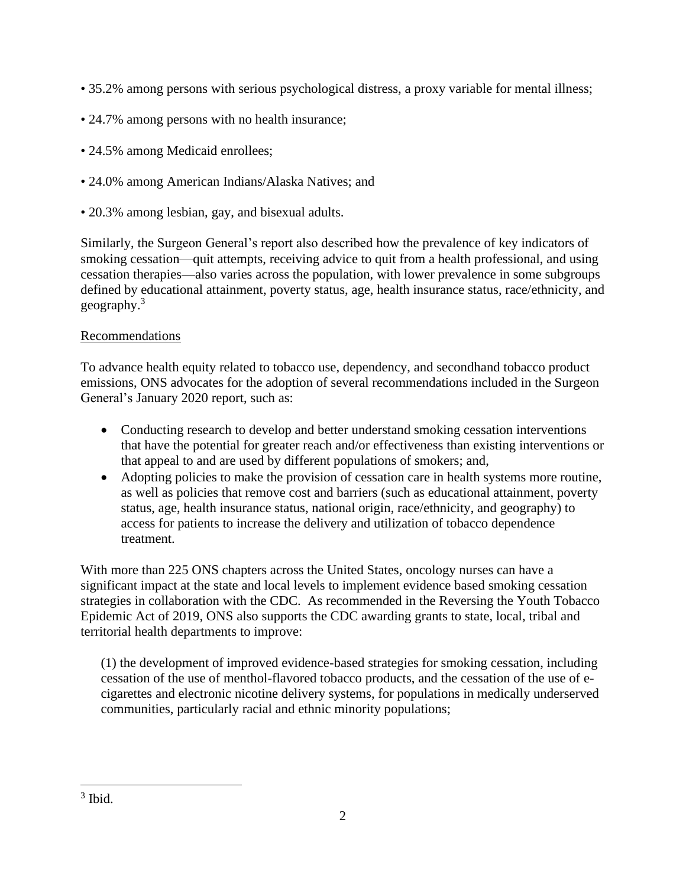- 35.2% among persons with serious psychological distress, a proxy variable for mental illness;
- 24.7% among persons with no health insurance;
- 24.5% among Medicaid enrollees;
- 24.0% among American Indians/Alaska Natives; and
- 20.3% among lesbian, gay, and bisexual adults.

Similarly, the Surgeon General's report also described how the prevalence of key indicators of smoking cessation—quit attempts, receiving advice to quit from a health professional, and using cessation therapies—also varies across the population, with lower prevalence in some subgroups defined by educational attainment, poverty status, age, health insurance status, race/ethnicity, and geography.[3]

Recommendations

To advance health equity related to tobacco use, dependency, and secondhand tobacco product emissions, ONS advocates for the adoption of several recommendations included in the Surgeon General's January 2020 report, such as:

- Conducting research to develop and better understand smoking cessation interventions that have the potential for greater reach and/or effectiveness than existing interventions or that appeal to and are used by different populations of smokers; and,
- Adopting policies to make the provision of cessation care in health systems more routine, as well as policies that remove cost and barriers (such as educational attainment, poverty status, age, health insurance status, national origin, race/ethnicity, and geography) to access for patients to increase the delivery and utilization of tobacco dependence treatment.

With more than 225 ONS chapters across the United States, oncology nurses can have a significant impact at the state and local levels to implement evidence based smoking cessation strategies in collaboration with the CDC. As recommended in the Reversing the Youth Tobacco Epidemic Act of 2019, ONS also supports the CDC awarding grants to state, local, tribal and territorial health departments to improve:

(1) the development of improved evidence-based strategies for smoking cessation, including cessation of the use of menthol-flavored tobacco products, and the cessation of the use of e-cigarettes and electronic nicotine delivery systems, for populations in medically underserved communities, particularly racial and ethnic minority populations;

[3] Ibid.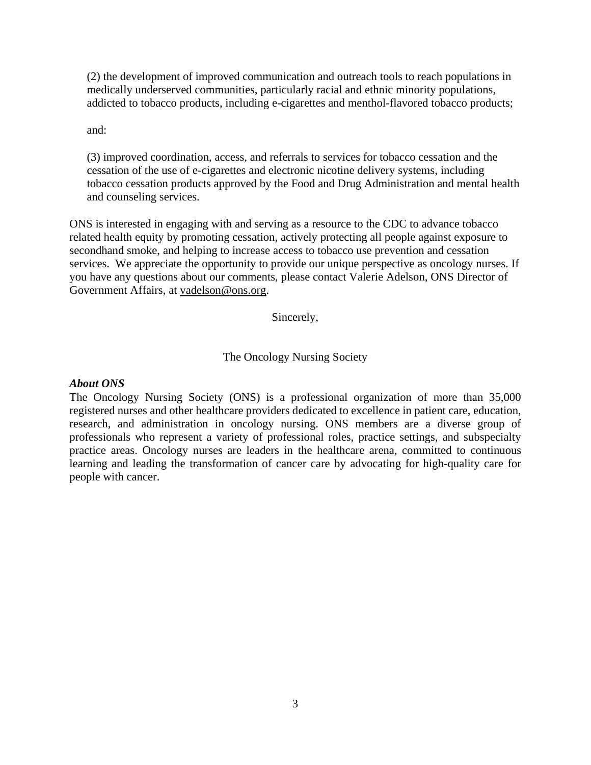(2) the development of improved communication and outreach tools to reach populations in medically underserved communities, particularly racial and ethnic minority populations, addicted to tobacco products, including e-cigarettes and menthol-flavored tobacco products;

and:

(3) improved coordination, access, and referrals to services for tobacco cessation and the cessation of the use of e-cigarettes and electronic nicotine delivery systems, including tobacco cessation products approved by the Food and Drug Administration and mental health and counseling services.

ONS is interested in engaging with and serving as a resource to the CDC to advance tobacco related health equity by promoting cessation, actively protecting all people against exposure to secondhand smoke, and helping to increase access to tobacco use prevention and cessation services. We appreciate the opportunity to provide our unique perspective as oncology nurses. If you have any questions about our comments, please contact Valerie Adelson, ONS Director of Government Affairs, at vadelson@ons.org.

Sincerely,

The Oncology Nursing Society

***About ONS***

The Oncology Nursing Society (ONS) is a professional organization of more than 35,000 registered nurses and other healthcare providers dedicated to excellence in patient care, education, research, and administration in oncology nursing. ONS members are a diverse group of professionals who represent a variety of professional roles, practice settings, and subspecialty practice areas. Oncology nurses are leaders in the healthcare arena, committed to continuous learning and leading the transformation of cancer care by advocating for high-quality care for people with cancer.